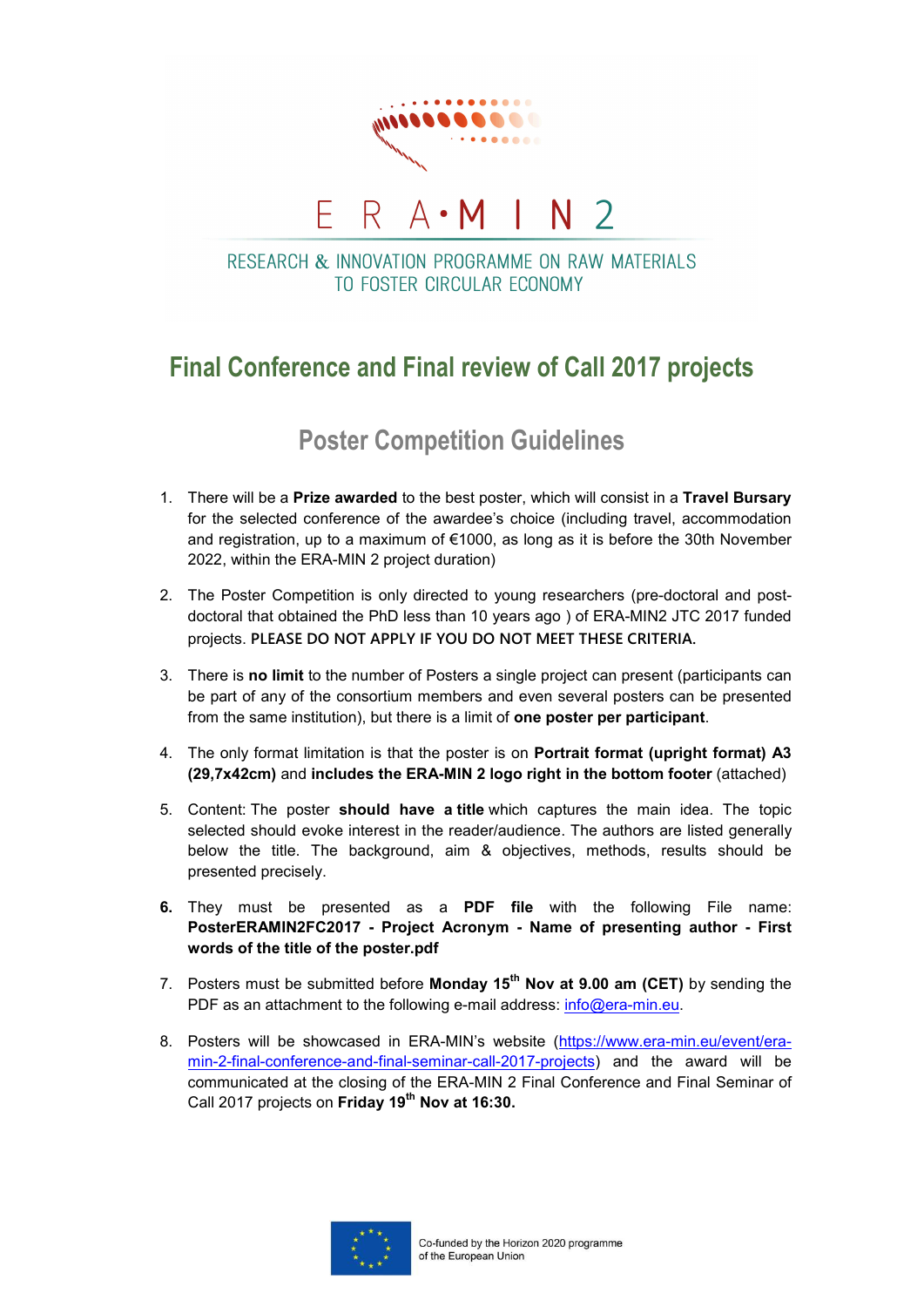ERA·MIN 2

RESEARCH & INNOVATION PROGRAMME ON RAW MATERIALS TO FOSTER CIRCULAR ECONOMY

# Final Conference and Final review of Call 2017 projects

## Poster Competition Guidelines

1. There will be a **Prize awarded** to the best poster, which will consist in a **Travel Bursary** for the selected conference of the awardee's choice (including travel, accommodation and registration, up to a maximum of €1000, as long as it is before the 30th November 2022, within the ERA-MIN 2 project duration)

2. The Poster Competition is only directed to young researchers (pre-doctoral and post-doctoral that obtained the PhD less than 10 years ago ) of ERA-MIN2 JTC 2017 funded projects. **PLEASE DO NOT APPLY IF YOU DO NOT MEET THESE CRITERIA.**

3. There is **no limit** to the number of Posters a single project can present (participants can be part of any of the consortium members and even several posters can be presented from the same institution), but there is a limit of **one poster per participant**.

4. The only format limitation is that the poster is on **Portrait format (upright format) A3 (29,7x42cm)** and **includes the ERA-MIN 2 logo right in the bottom footer** (attached)

5. Content: The poster **should have a title** which captures the main idea. The topic selected should evoke interest in the reader/audience. The authors are listed generally below the title. The background, aim & objectives, methods, results should be presented precisely.

6. They must be presented as a **PDF file** with the following File name: **PosterERAMIN2FC2017 - Project Acronym - Name of presenting author - First words of the title of the poster.pdf**

7. Posters must be submitted before **Monday 15th Nov at 9.00 am (CET)** by sending the PDF as an attachment to the following e-mail address: info@era-min.eu.

8. Posters will be showcased in ERA-MIN's website (https://www.era-min.eu/event/era-min-2-final-conference-and-final-seminar-call-2017-projects) and the award will be communicated at the closing of the ERA-MIN 2 Final Conference and Final Seminar of Call 2017 projects on **Friday 19th Nov at 16:30.**

Co-funded by the Horizon 2020 programme of the European Union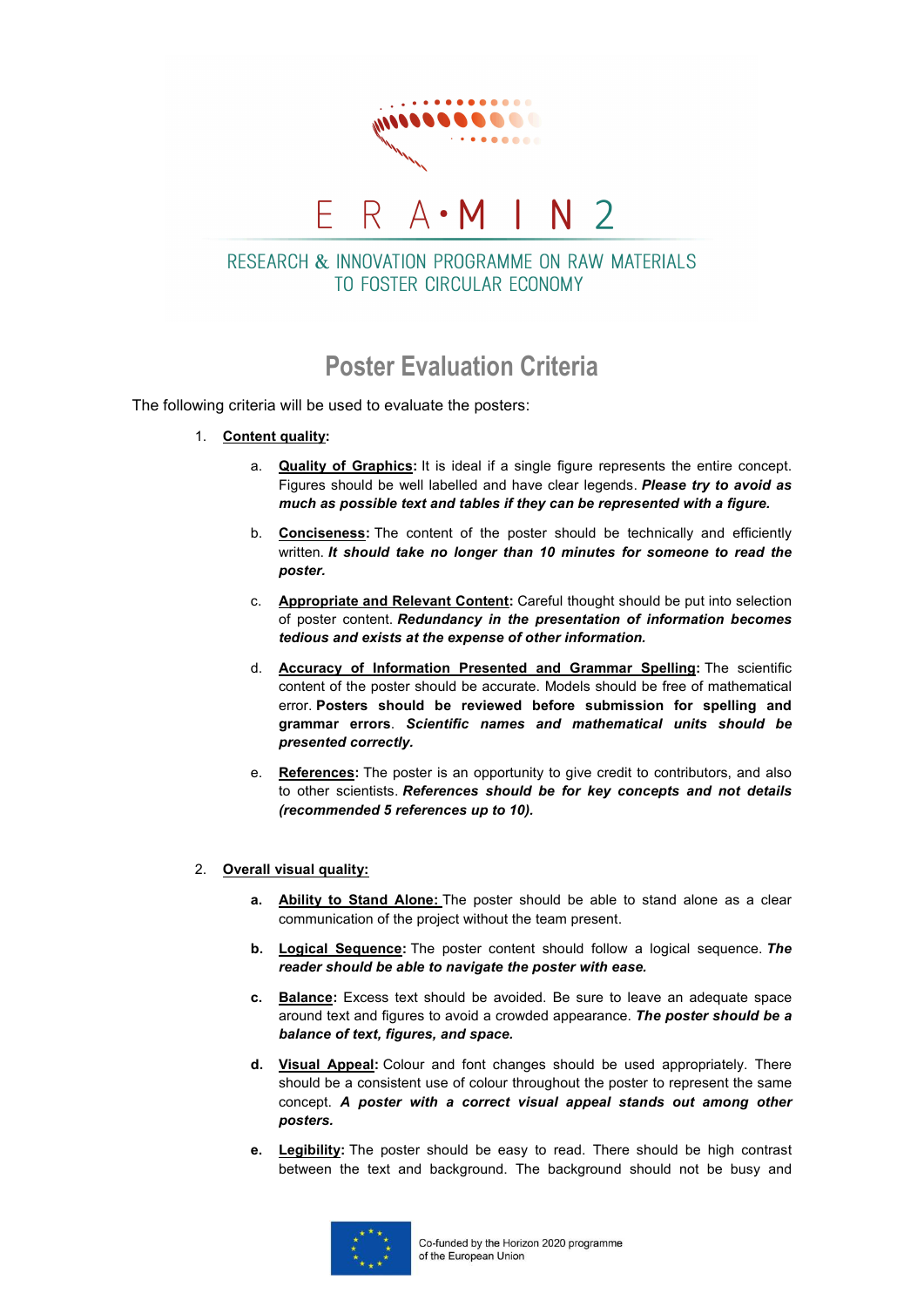# E R A·M I N 2

RESEARCH & INNOVATION PROGRAMME ON RAW MATERIALS TO FOSTER CIRCULAR ECONOMY

## Poster Evaluation Criteria

The following criteria will be used to evaluate the posters:

1. **Content quality:**

   a. **Quality of Graphics:** It is ideal if a single figure represents the entire concept. Figures should be well labelled and have clear legends. ***Please try to avoid as much as possible text and tables if they can be represented with a figure.***

   b. **Conciseness:** The content of the poster should be technically and efficiently written. ***It should take no longer than 10 minutes for someone to read the poster.***

   c. **Appropriate and Relevant Content:** Careful thought should be put into selection of poster content. ***Redundancy in the presentation of information becomes tedious and exists at the expense of other information.***

   d. **Accuracy of Information Presented and Grammar Spelling:** The scientific content of the poster should be accurate. Models should be free of mathematical error. **Posters should be reviewed before submission for spelling and grammar errors**. ***Scientific names and mathematical units should be presented correctly.***

   e. **References:** The poster is an opportunity to give credit to contributors, and also to other scientists. ***References should be for key concepts and not details (recommended 5 references up to 10).***

2. **Overall visual quality:**

   a. **Ability to Stand Alone:** The poster should be able to stand alone as a clear communication of the project without the team present.

   b. **Logical Sequence:** The poster content should follow a logical sequence. ***The reader should be able to navigate the poster with ease.***

   c. **Balance:** Excess text should be avoided. Be sure to leave an adequate space around text and figures to avoid a crowded appearance. ***The poster should be a balance of text, figures, and space.***

   d. **Visual Appeal:** Colour and font changes should be used appropriately. There should be a consistent use of colour throughout the poster to represent the same concept. ***A poster with a correct visual appeal stands out among other posters.***

   e. **Legibility:** The poster should be easy to read. There should be high contrast between the text and background. The background should not be busy and

Co-funded by the Horizon 2020 programme of the European Union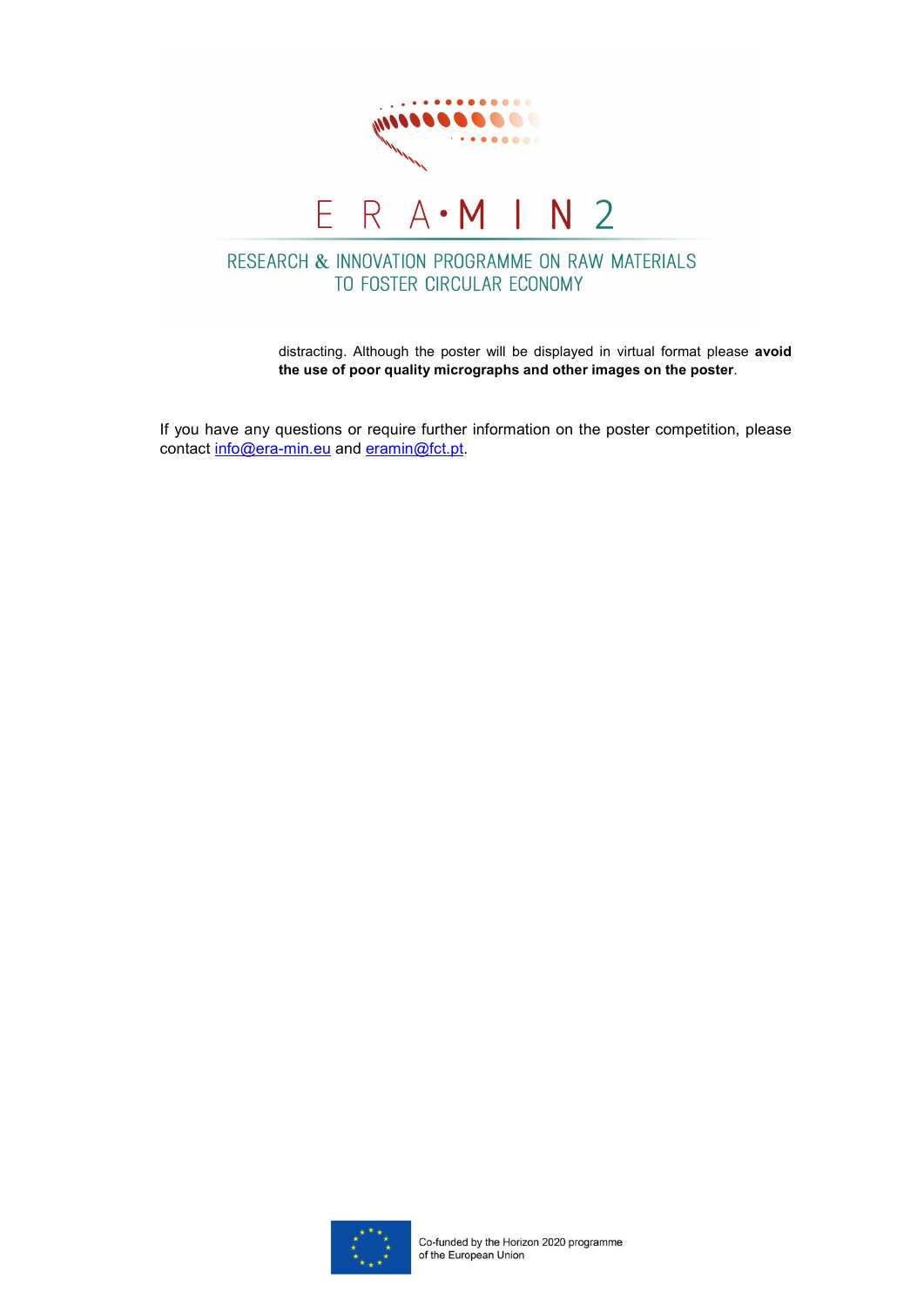distracting. Although the poster will be displayed in virtual format please **avoid the use of poor quality micrographs and other images on the poster**.

If you have any questions or require further information on the poster competition, please contact info@era-min.eu and eramin@fct.pt.